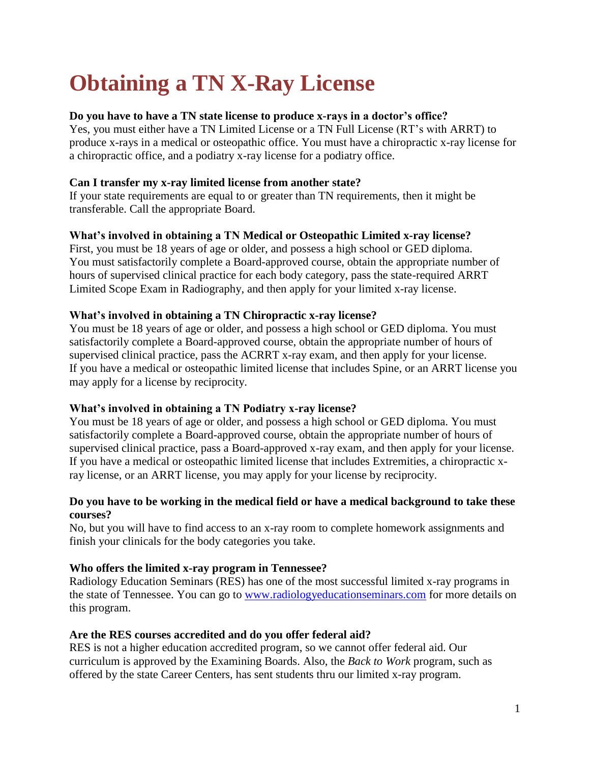# Obtaining a TN X-Ray License

**Do you have to have a TN state license to produce x-rays in a doctor's office?**
Yes, you must either have a TN Limited License or a TN Full License (RT's with ARRT) to produce x-rays in a medical or osteopathic office. You must have a chiropractic x-ray license for a chiropractic office, and a podiatry x-ray license for a podiatry office.

**Can I transfer my x-ray limited license from another state?**
If your state requirements are equal to or greater than TN requirements, then it might be transferable. Call the appropriate Board.

**What's involved in obtaining a TN Medical or Osteopathic Limited x-ray license?**
First, you must be 18 years of age or older, and possess a high school or GED diploma. You must satisfactorily complete a Board-approved course, obtain the appropriate number of hours of supervised clinical practice for each body category, pass the state-required ARRT Limited Scope Exam in Radiography, and then apply for your limited x-ray license.

**What's involved in obtaining a TN Chiropractic x-ray license?**
You must be 18 years of age or older, and possess a high school or GED diploma. You must satisfactorily complete a Board-approved course, obtain the appropriate number of hours of supervised clinical practice, pass the ACRRT x-ray exam, and then apply for your license. If you have a medical or osteopathic limited license that includes Spine, or an ARRT license you may apply for a license by reciprocity.

**What's involved in obtaining a TN Podiatry x-ray license?**
You must be 18 years of age or older, and possess a high school or GED diploma. You must satisfactorily complete a Board-approved course, obtain the appropriate number of hours of supervised clinical practice, pass a Board-approved x-ray exam, and then apply for your license. If you have a medical or osteopathic limited license that includes Extremities, a chiropractic x-ray license, or an ARRT license, you may apply for your license by reciprocity.

**Do you have to be working in the medical field or have a medical background to take these courses?**
No, but you will have to find access to an x-ray room to complete homework assignments and finish your clinicals for the body categories you take.

**Who offers the limited x-ray program in Tennessee?**
Radiology Education Seminars (RES) has one of the most successful limited x-ray programs in the state of Tennessee. You can go to [www.radiologyeducationseminars.com](http://www.radiologyeducationseminars.com) for more details on this program.

**Are the RES courses accredited and do you offer federal aid?**
RES is not a higher education accredited program, so we cannot offer federal aid. Our curriculum is approved by the Examining Boards. Also, the *Back to Work* program, such as offered by the state Career Centers, has sent students thru our limited x-ray program.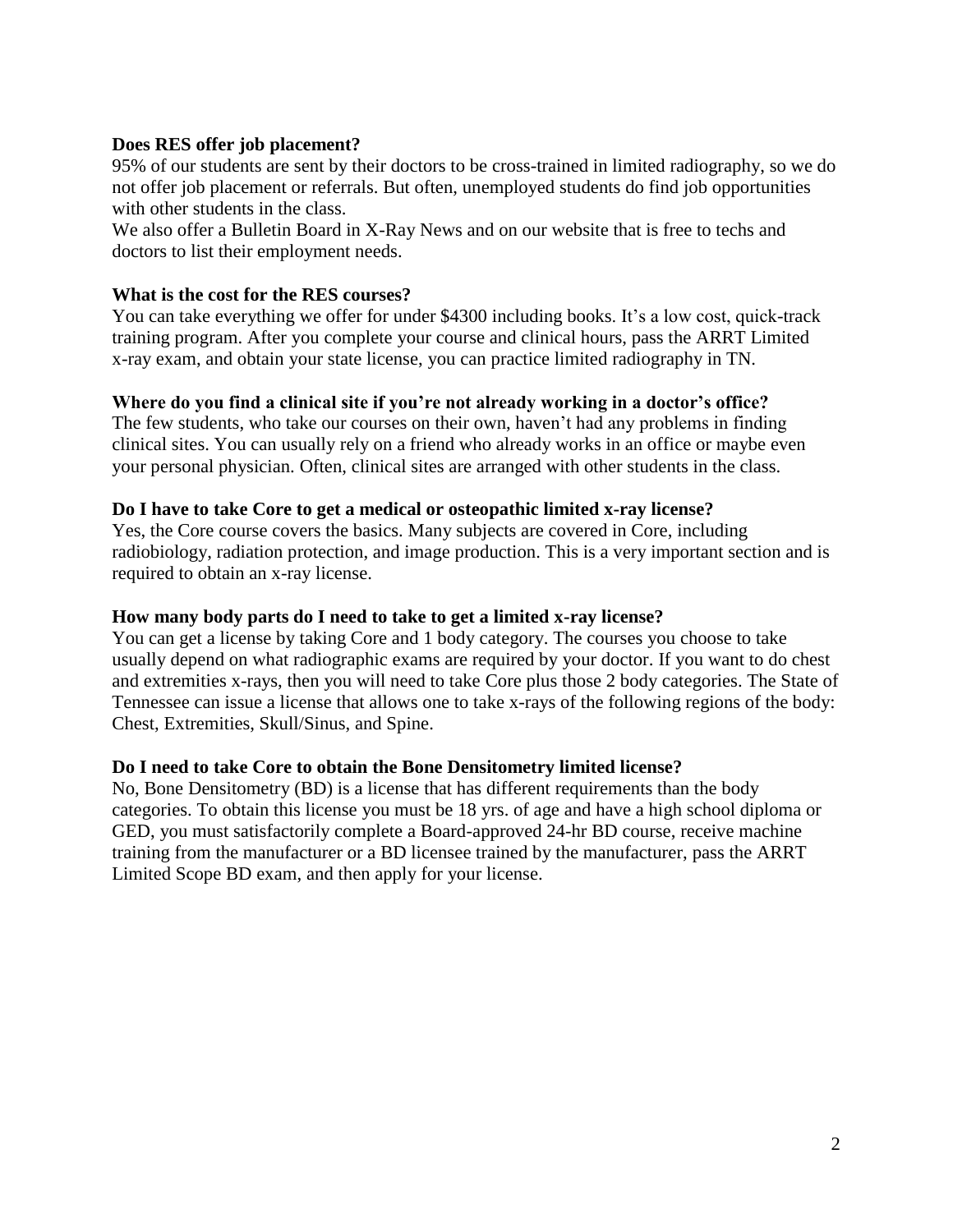**Does RES offer job placement?**

95% of our students are sent by their doctors to be cross-trained in limited radiography, so we do not offer job placement or referrals. But often, unemployed students do find job opportunities with other students in the class.

We also offer a Bulletin Board in X-Ray News and on our website that is free to techs and doctors to list their employment needs.

**What is the cost for the RES courses?**

You can take everything we offer for under $4300 including books. It's a low cost, quick-track training program. After you complete your course and clinical hours, pass the ARRT Limited x-ray exam, and obtain your state license, you can practice limited radiography in TN.

**Where do you find a clinical site if you're not already working in a doctor's office?**

The few students, who take our courses on their own, haven't had any problems in finding clinical sites. You can usually rely on a friend who already works in an office or maybe even your personal physician. Often, clinical sites are arranged with other students in the class.

**Do I have to take Core to get a medical or osteopathic limited x-ray license?**

Yes, the Core course covers the basics. Many subjects are covered in Core, including radiobiology, radiation protection, and image production. This is a very important section and is required to obtain an x-ray license.

**How many body parts do I need to take to get a limited x-ray license?**

You can get a license by taking Core and 1 body category. The courses you choose to take usually depend on what radiographic exams are required by your doctor. If you want to do chest and extremities x-rays, then you will need to take Core plus those 2 body categories. The State of Tennessee can issue a license that allows one to take x-rays of the following regions of the body: Chest, Extremities, Skull/Sinus, and Spine.

**Do I need to take Core to obtain the Bone Densitometry limited license?**

No, Bone Densitometry (BD) is a license that has different requirements than the body categories. To obtain this license you must be 18 yrs. of age and have a high school diploma or GED, you must satisfactorily complete a Board-approved 24-hr BD course, receive machine training from the manufacturer or a BD licensee trained by the manufacturer, pass the ARRT Limited Scope BD exam, and then apply for your license.